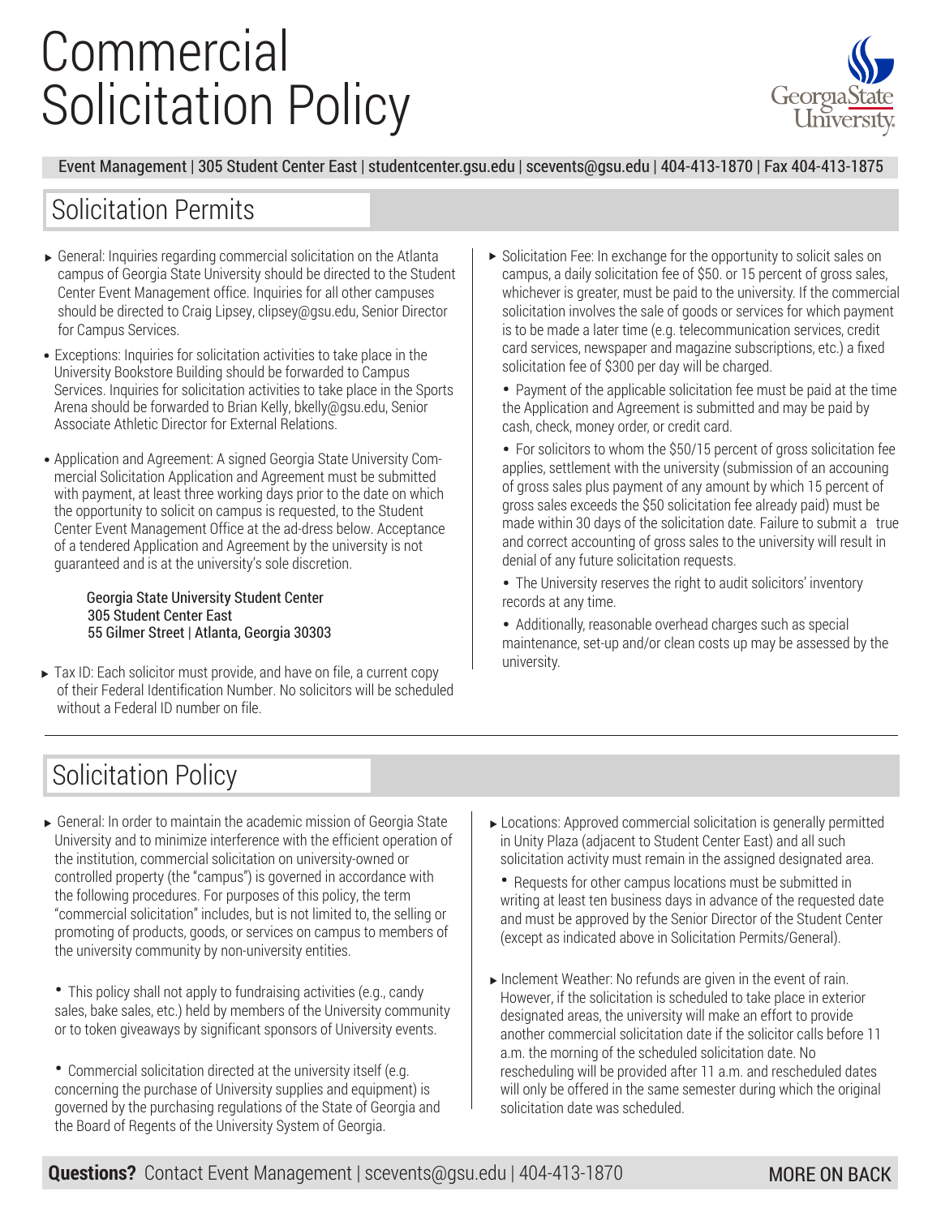# Commercial Solicitation Policy

Event Management | 305 Student Center East | studentcenter.gsu.edu | scevents@gsu.edu | 404-413-1870 | Fax 404-413-1875

## Solicitation Permits

- General: Inquiries regarding commercial solicitation on the Atlanta campus of Georgia State University should be directed to the Student Center Event Management office. Inquiries for all other campuses should be directed to Craig Lipsey, clipsey@gsu.edu, Senior Director for Campus Services.
- Exceptions: Inquiries for solicitation activities to take place in the University Bookstore Building should be forwarded to Campus Services. Inquiries for solicitation activities to take place in the Sports Arena should be forwarded to Brian Kelly, bkelly@gsu.edu, Senior Associate Athletic Director for External Relations.
- Application and Agreement: A signed Georgia State University Commercial Solicitation Application and Agreement must be submitted with payment, at least three working days prior to the date on which the opportunity to solicit on campus is requested, to the Student Center Event Management Office at the ad-dress below. Acceptance of a tendered Application and Agreement by the university is not guaranteed and is at the university's sole discretion.

  Georgia State University Student Center
  305 Student Center East
  55 Gilmer Street | Atlanta, Georgia 30303

- Tax ID: Each solicitor must provide, and have on file, a current copy of their Federal Identification Number. No solicitors will be scheduled without a Federal ID number on file.
- Solicitation Fee: In exchange for the opportunity to solicit sales on campus, a daily solicitation fee of $50. or 15 percent of gross sales, whichever is greater, must be paid to the university. If the commercial solicitation involves the sale of goods or services for which payment is to be made a later time (e.g. telecommunication services, credit card services, newspaper and magazine subscriptions, etc.) a fixed solicitation fee of $300 per day will be charged.
  - Payment of the applicable solicitation fee must be paid at the time the Application and Agreement is submitted and may be paid by cash, check, money order, or credit card.
  - For solicitors to whom the $50/15 percent of gross solicitation fee applies, settlement with the university (submission of an accouning of gross sales plus payment of any amount by which 15 percent of gross sales exceeds the $50 solicitation fee already paid) must be made within 30 days of the solicitation date. Failure to submit a true and correct accounting of gross sales to the university will result in denial of any future solicitation requests.
  - The University reserves the right to audit solicitors' inventory records at any time.
  - Additionally, reasonable overhead charges such as special maintenance, set-up and/or clean costs up may be assessed by the university.

## Solicitation Policy

- General: In order to maintain the academic mission of Georgia State University and to minimize interference with the efficient operation of the institution, commercial solicitation on university-owned or controlled property (the "campus") is governed in accordance with the following procedures. For purposes of this policy, the term "commercial solicitation" includes, but is not limited to, the selling or promoting of products, goods, or services on campus to members of the university community by non-university entities.
  - This policy shall not apply to fundraising activities (e.g., candy sales, bake sales, etc.) held by members of the University community or to token giveaways by significant sponsors of University events.
  - Commercial solicitation directed at the university itself (e.g. concerning the purchase of University supplies and equipment) is governed by the purchasing regulations of the State of Georgia and the Board of Regents of the University System of Georgia.
- Locations: Approved commercial solicitation is generally permitted in Unity Plaza (adjacent to Student Center East) and all such solicitation activity must remain in the assigned designated area.
  - Requests for other campus locations must be submitted in writing at least ten business days in advance of the requested date and must be approved by the Senior Director of the Student Center (except as indicated above in Solicitation Permits/General).
- Inclement Weather: No refunds are given in the event of rain. However, if the solicitation is scheduled to take place in exterior designated areas, the university will make an effort to provide another commercial solicitation date if the solicitor calls before 11 a.m. the morning of the scheduled solicitation date. No rescheduling will be provided after 11 a.m. and rescheduled dates will only be offered in the same semester during which the original solicitation date was scheduled.

**Questions?** Contact Event Management | scevents@gsu.edu | 404-413-1870

MORE ON BACK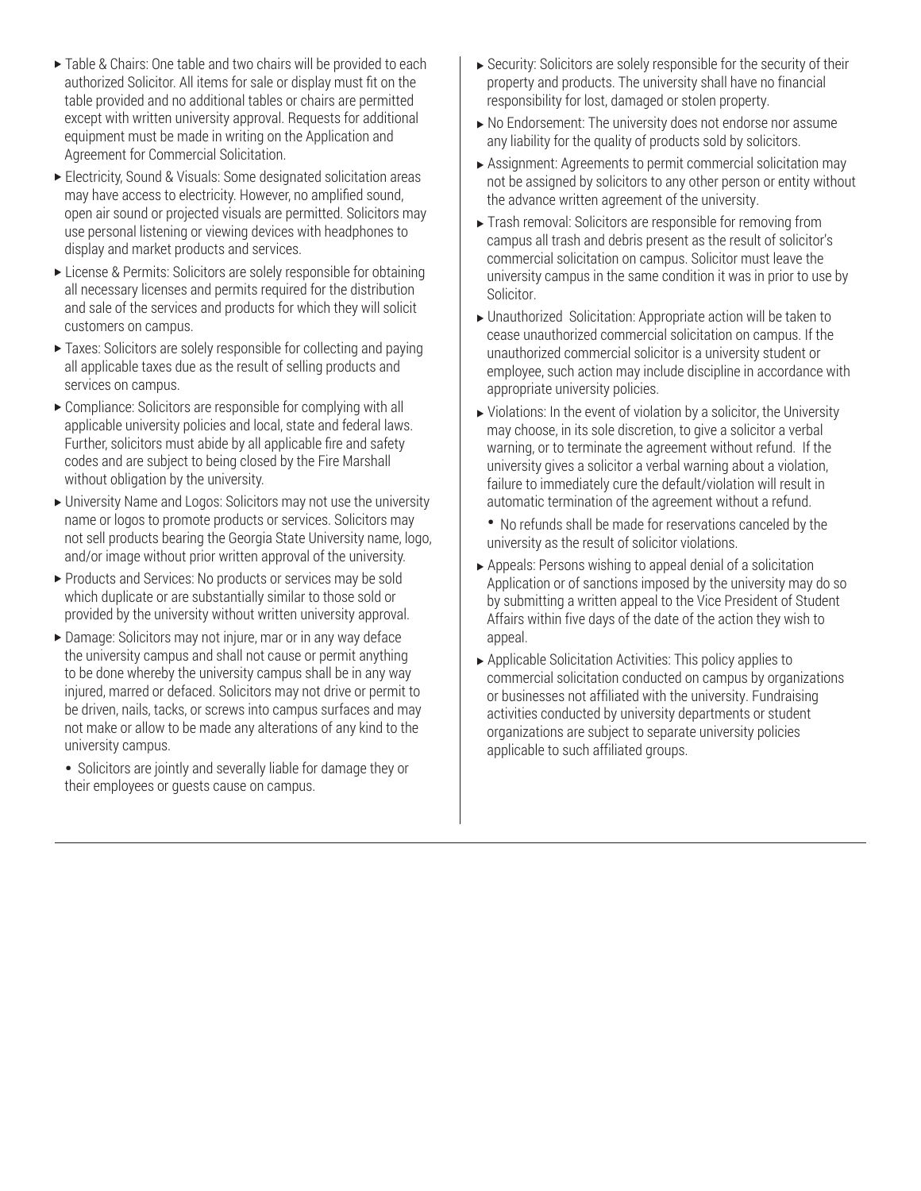- Table & Chairs: One table and two chairs will be provided to each authorized Solicitor. All items for sale or display must fit on the table provided and no additional tables or chairs are permitted except with written university approval. Requests for additional equipment must be made in writing on the Application and Agreement for Commercial Solicitation.
- Electricity, Sound & Visuals: Some designated solicitation areas may have access to electricity. However, no amplified sound, open air sound or projected visuals are permitted. Solicitors may use personal listening or viewing devices with headphones to display and market products and services.
- License & Permits: Solicitors are solely responsible for obtaining all necessary licenses and permits required for the distribution and sale of the services and products for which they will solicit customers on campus.
- Taxes: Solicitors are solely responsible for collecting and paying all applicable taxes due as the result of selling products and services on campus.
- Compliance: Solicitors are responsible for complying with all applicable university policies and local, state and federal laws. Further, solicitors must abide by all applicable fire and safety codes and are subject to being closed by the Fire Marshall without obligation by the university.
- University Name and Logos: Solicitors may not use the university name or logos to promote products or services. Solicitors may not sell products bearing the Georgia State University name, logo, and/or image without prior written approval of the university.
- Products and Services: No products or services may be sold which duplicate or are substantially similar to those sold or provided by the university without written university approval.
- Damage: Solicitors may not injure, mar or in any way deface the university campus and shall not cause or permit anything to be done whereby the university campus shall be in any way injured, marred or defaced. Solicitors may not drive or permit to be driven, nails, tacks, or screws into campus surfaces and may not make or allow to be made any alterations of any kind to the university campus.
  - Solicitors are jointly and severally liable for damage they or their employees or guests cause on campus.
- Security: Solicitors are solely responsible for the security of their property and products. The university shall have no financial responsibility for lost, damaged or stolen property.
- No Endorsement: The university does not endorse nor assume any liability for the quality of products sold by solicitors.
- Assignment: Agreements to permit commercial solicitation may not be assigned by solicitors to any other person or entity without the advance written agreement of the university.
- Trash removal: Solicitors are responsible for removing from campus all trash and debris present as the result of solicitor's commercial solicitation on campus. Solicitor must leave the university campus in the same condition it was in prior to use by Solicitor.
- Unauthorized Solicitation: Appropriate action will be taken to cease unauthorized commercial solicitation on campus. If the unauthorized commercial solicitor is a university student or employee, such action may include discipline in accordance with appropriate university policies.
- Violations: In the event of violation by a solicitor, the University may choose, in its sole discretion, to give a solicitor a verbal warning, or to terminate the agreement without refund. If the university gives a solicitor a verbal warning about a violation, failure to immediately cure the default/violation will result in automatic termination of the agreement without a refund.
  - No refunds shall be made for reservations canceled by the university as the result of solicitor violations.
- Appeals: Persons wishing to appeal denial of a solicitation Application or of sanctions imposed by the university may do so by submitting a written appeal to the Vice President of Student Affairs within five days of the date of the action they wish to appeal.
- Applicable Solicitation Activities: This policy applies to commercial solicitation conducted on campus by organizations or businesses not affiliated with the university. Fundraising activities conducted by university departments or student organizations are subject to separate university policies applicable to such affiliated groups.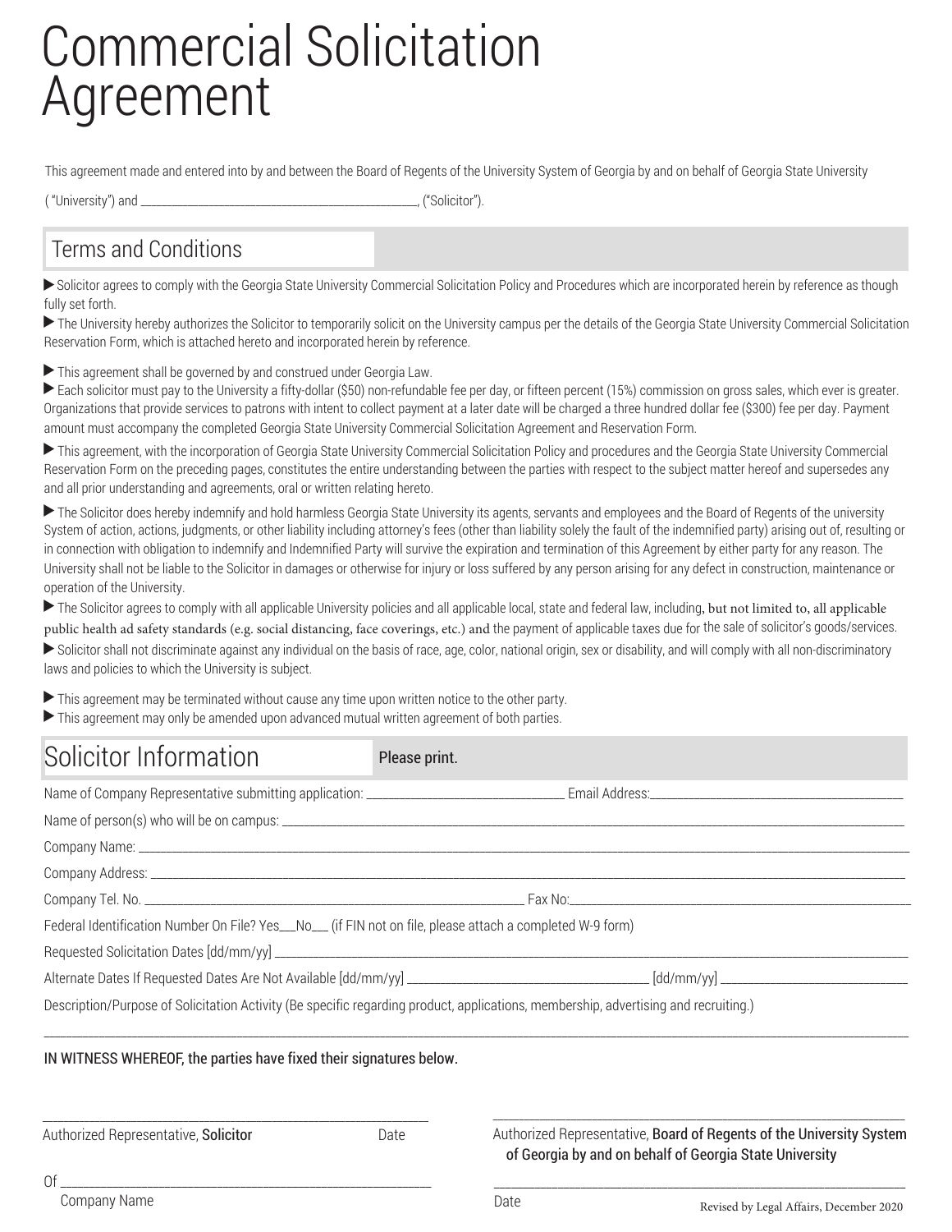# Commercial Solicitation Agreement

This agreement made and entered into by and between the Board of Regents of the University System of Georgia by and on behalf of Georgia State University

( "University") and ______________________________________________, ("Solicitor").

## Terms and Conditions

- Solicitor agrees to comply with the Georgia State University Commercial Solicitation Policy and Procedures which are incorporated herein by reference as though fully set forth.
- The University hereby authorizes the Solicitor to temporarily solicit on the University campus per the details of the Georgia State University Commercial Solicitation Reservation Form, which is attached hereto and incorporated herein by reference.
- This agreement shall be governed by and construed under Georgia Law.
- Each solicitor must pay to the University a fifty-dollar ($50) non-refundable fee per day, or fifteen percent (15%) commission on gross sales, which ever is greater. Organizations that provide services to patrons with intent to collect payment at a later date will be charged a three hundred dollar fee ($300) fee per day. Payment amount must accompany the completed Georgia State University Commercial Solicitation Agreement and Reservation Form.
- This agreement, with the incorporation of Georgia State University Commercial Solicitation Policy and procedures and the Georgia State University Commercial Reservation Form on the preceding pages, constitutes the entire understanding between the parties with respect to the subject matter hereof and supersedes any and all prior understanding and agreements, oral or written relating hereto.
- The Solicitor does hereby indemnify and hold harmless Georgia State University its agents, servants and employees and the Board of Regents of the university System of action, actions, judgments, or other liability including attorney's fees (other than liability solely the fault of the indemnified party) arising out of, resulting or in connection with obligation to indemnify and Indemnified Party will survive the expiration and termination of this Agreement by either party for any reason. The University shall not be liable to the Solicitor in damages or otherwise for injury or loss suffered by any person arising for any defect in construction, maintenance or operation of the University.
- The Solicitor agrees to comply with all applicable University policies and all applicable local, state and federal law, including, but not limited to, all applicable public health ad safety standards (e.g. social distancing, face coverings, etc.) and the payment of applicable taxes due for the sale of solicitor's goods/services.
- Solicitor shall not discriminate against any individual on the basis of race, age, color, national origin, sex or disability, and will comply with all non-discriminatory laws and policies to which the University is subject.
- This agreement may be terminated without cause any time upon written notice to the other party.
- This agreement may only be amended upon advanced mutual written agreement of both parties.

## Solicitor Information

Please print.

Name of Company Representative submitting application: ______________________________ Email Address: ________________________________________

Name of person(s) who will be on campus: ____________________________________________________________________________________________

Company Name: ______________________________________________________________________________________________________________

Company Address: ____________________________________________________________________________________________________________

Company Tel. No. ____________________________________________________________ Fax No: ______________________________________________

Federal Identification Number On File? Yes___No___ (if FIN not on file, please attach a completed W-9 form)

Requested Solicitation Dates [dd/mm/yy] _______________________________________________________________________________________________

Alternate Dates If Requested Dates Are Not Available [dd/mm/yy] ____________________________________ [dd/mm/yy] ______________________________

Description/Purpose of Solicitation Activity (Be specific regarding product, applications, membership, advertising and recruiting.)

______________________________________________________________________________________________________________________________

IN WITNESS WHEREOF, the parties have fixed their signatures below.

______________________________________________________________

Authorized Representative, **Solicitor** Date

Of ______________________________________________________________

Company Name

______________________________________________________________

Authorized Representative, **Board of Regents of the University System of Georgia by and on behalf of Georgia State University**

______________________________________________________________

Date

Revised by Legal Affairs, December 2020